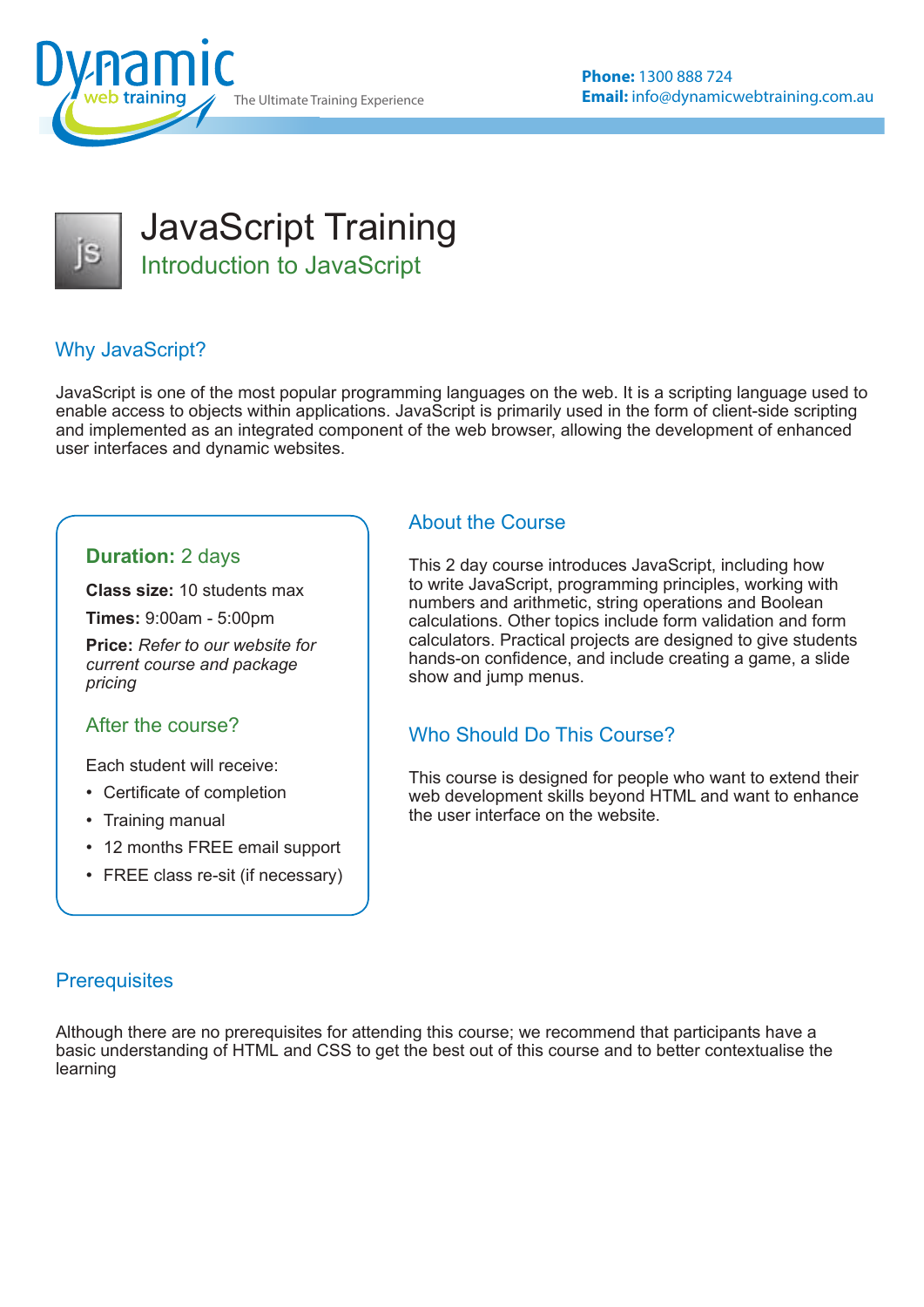# JavaScript Training

## Introduction to JavaScript

### Why JavaScript?

JavaScript is one of the most popular programming languages on the web. It is a scripting language used to enable access to objects within applications. JavaScript is primarily used in the form of client-side scripting and implemented as an integrated component of the web browser, allowing the development of enhanced user interfaces and dynamic websites.

**Duration:** 2 days

**Class size:** 10 students max

**Times:** 9:00am - 5:00pm

**Price:** *Refer to our website for current course and package pricing*

### After the course?

Each student will receive:

- Certificate of completion
- Training manual
- 12 months FREE email support
- FREE class re-sit (if necessary)

### About the Course

This 2 day course introduces JavaScript, including how to write JavaScript, programming principles, working with numbers and arithmetic, string operations and Boolean calculations. Other topics include form validation and form calculators. Practical projects are designed to give students hands-on confidence, and include creating a game, a slide show and jump menus.

### Who Should Do This Course?

This course is designed for people who want to extend their web development skills beyond HTML and want to enhance the user interface on the website.

### Prerequisites

Although there are no prerequisites for attending this course; we recommend that participants have a basic understanding of HTML and CSS to get the best out of this course and to better contextualise the learning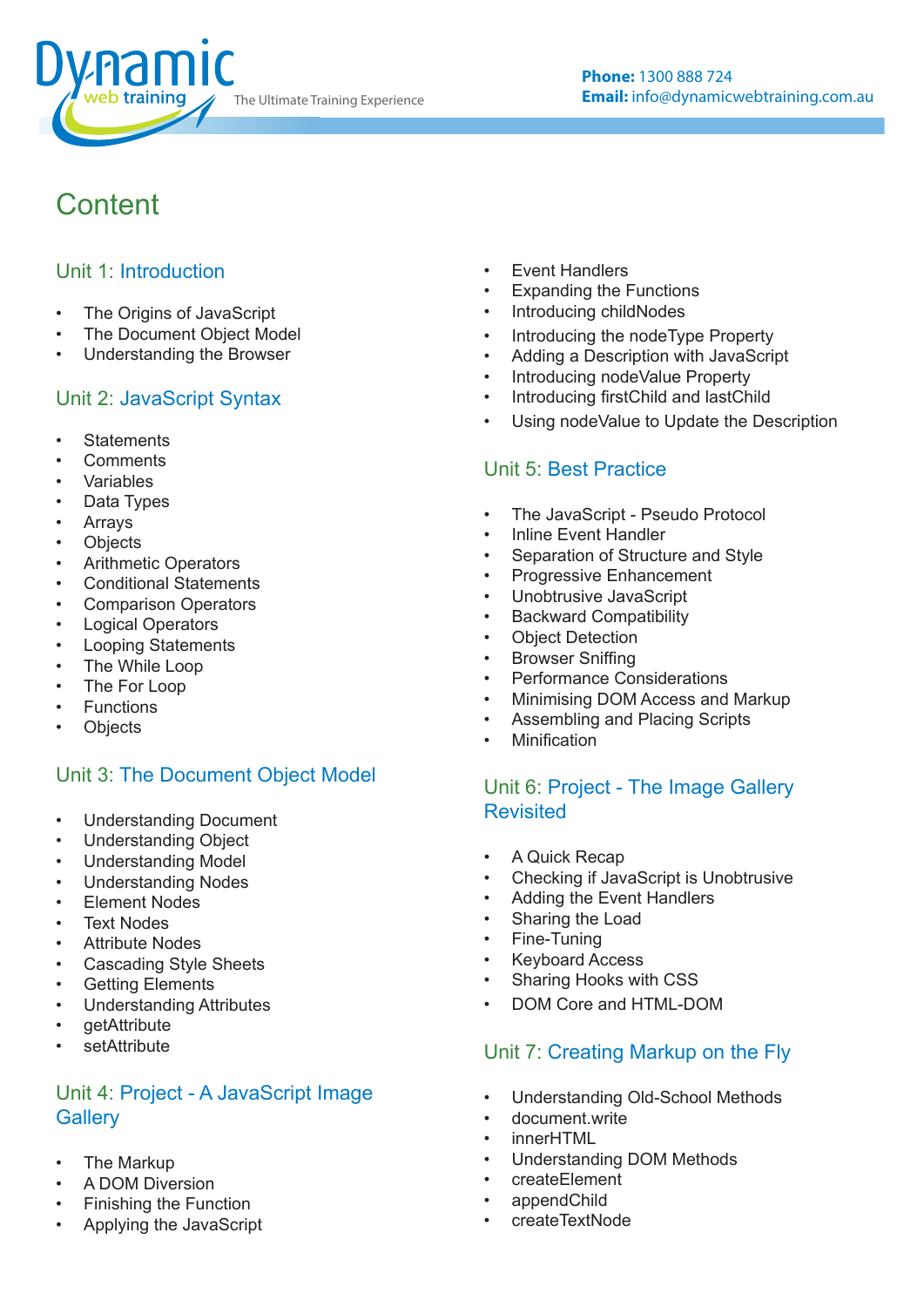# Content

## Unit 1: Introduction

- The Origins of JavaScript
- The Document Object Model
- Understanding the Browser

## Unit 2: JavaScript Syntax

- Statements
- Comments
- Variables
- Data Types
- Arrays
- Objects
- Arithmetic Operators
- Conditional Statements
- Comparison Operators
- Logical Operators
- Looping Statements
- The While Loop
- The For Loop
- Functions
- Objects

## Unit 3: The Document Object Model

- Understanding Document
- Understanding Object
- Understanding Model
- Understanding Nodes
- Element Nodes
- Text Nodes
- Attribute Nodes
- Cascading Style Sheets
- Getting Elements
- Understanding Attributes
- getAttribute
- setAttribute

## Unit 4: Project - A JavaScript Image Gallery

- The Markup
- A DOM Diversion
- Finishing the Function
- Applying the JavaScript
- Event Handlers
- Expanding the Functions
- Introducing childNodes
- Introducing the nodeType Property
- Adding a Description with JavaScript
- Introducing nodeValue Property
- Introducing firstChild and lastChild
- Using nodeValue to Update the Description

## Unit 5: Best Practice

- The JavaScript - Pseudo Protocol
- Inline Event Handler
- Separation of Structure and Style
- Progressive Enhancement
- Unobtrusive JavaScript
- Backward Compatibility
- Object Detection
- Browser Sniffing
- Performance Considerations
- Minimising DOM Access and Markup
- Assembling and Placing Scripts
- Minification

## Unit 6: Project - The Image Gallery Revisited

- A Quick Recap
- Checking if JavaScript is Unobtrusive
- Adding the Event Handlers
- Sharing the Load
- Fine-Tuning
- Keyboard Access
- Sharing Hooks with CSS
- DOM Core and HTML-DOM

## Unit 7: Creating Markup on the Fly

- Understanding Old-School Methods
- document.write
- innerHTML
- Understanding DOM Methods
- createElement
- appendChild
- createTextNode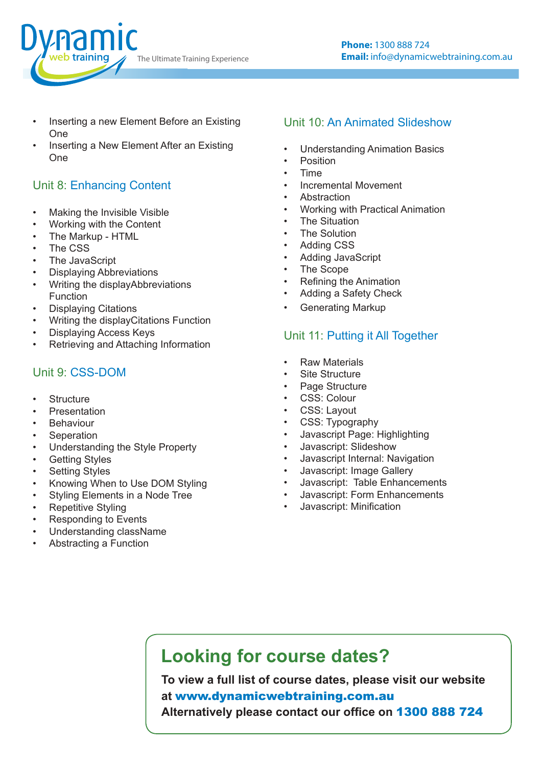- Inserting a new Element Before an Existing One
- Inserting a New Element After an Existing One

## Unit 8: Enhancing Content

- Making the Invisible Visible
- Working with the Content
- The Markup - HTML
- The CSS
- The JavaScript
- Displaying Abbreviations
- Writing the displayAbbreviations Function
- Displaying Citations
- Writing the displayCitations Function
- Displaying Access Keys
- Retrieving and Attaching Information

## Unit 9: CSS-DOM

- Structure
- Presentation
- Behaviour
- Seperation
- Understanding the Style Property
- Getting Styles
- Setting Styles
- Knowing When to Use DOM Styling
- Styling Elements in a Node Tree
- Repetitive Styling
- Responding to Events
- Understanding className
- Abstracting a Function

## Unit 10: An Animated Slideshow

- Understanding Animation Basics
- Position
- Time
- Incremental Movement
- Abstraction
- Working with Practical Animation
- The Situation
- The Solution
- Adding CSS
- Adding JavaScript
- The Scope
- Refining the Animation
- Adding a Safety Check
- Generating Markup

## Unit 11: Putting it All Together

- Raw Materials
- Site Structure
- Page Structure
- CSS: Colour
- CSS: Layout
- CSS: Typography
- Javascript Page: Highlighting
- Javascript: Slideshow
- Javascript Internal: Navigation
- Javascript: Image Gallery
- Javascript: Table Enhancements
- Javascript: Form Enhancements
- Javascript: Minification

## Looking for course dates?

**To view a full list of course dates, please visit our website at www.dynamicwebtraining.com.au**
**Alternatively please contact our office on 1300 888 724**